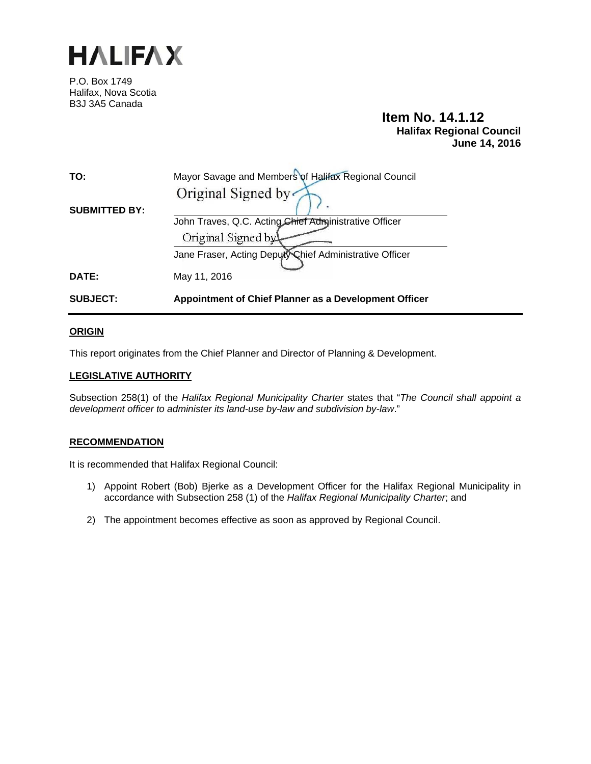# HALIFAX

P.O. Box 1749
Halifax, Nova Scotia
B3J 3A5 Canada

**Item No. 14.1.12**
**Halifax Regional Council**
**June 14, 2016**

**TO:** Mayor Savage and Members of Halifax Regional Council

**SUBMITTED BY:**

Original Signed by

John Traves, Q.C. Acting Chief Administrative Officer

Original Signed by

Jane Fraser, Acting Deputy Chief Administrative Officer

**DATE:** May 11, 2016

**SUBJECT:** **Appointment of Chief Planner as a Development Officer**

## ORIGIN

This report originates from the Chief Planner and Director of Planning & Development.

## LEGISLATIVE AUTHORITY

Subsection 258(1) of the *Halifax Regional Municipality Charter* states that "*The Council shall appoint a development officer to administer its land-use by-law and subdivision by-law*."

## RECOMMENDATION

It is recommended that Halifax Regional Council:

1) Appoint Robert (Bob) Bjerke as a Development Officer for the Halifax Regional Municipality in accordance with Subsection 258 (1) of the *Halifax Regional Municipality Charter*; and

2) The appointment becomes effective as soon as approved by Regional Council.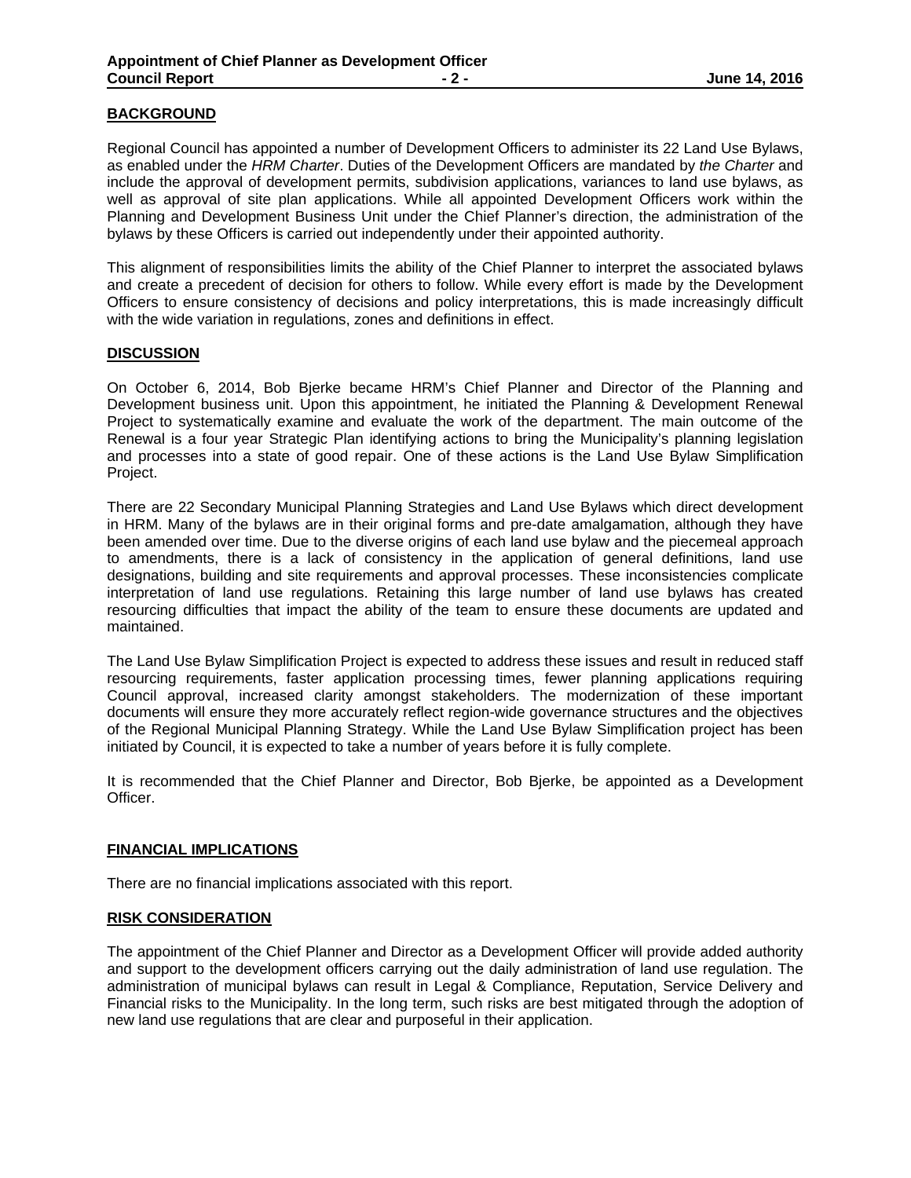## BACKGROUND

Regional Council has appointed a number of Development Officers to administer its 22 Land Use Bylaws, as enabled under the *HRM Charter*. Duties of the Development Officers are mandated by *the Charter* and include the approval of development permits, subdivision applications, variances to land use bylaws, as well as approval of site plan applications. While all appointed Development Officers work within the Planning and Development Business Unit under the Chief Planner's direction, the administration of the bylaws by these Officers is carried out independently under their appointed authority.

This alignment of responsibilities limits the ability of the Chief Planner to interpret the associated bylaws and create a precedent of decision for others to follow. While every effort is made by the Development Officers to ensure consistency of decisions and policy interpretations, this is made increasingly difficult with the wide variation in regulations, zones and definitions in effect.

## DISCUSSION

On October 6, 2014, Bob Bjerke became HRM's Chief Planner and Director of the Planning and Development business unit. Upon this appointment, he initiated the Planning & Development Renewal Project to systematically examine and evaluate the work of the department. The main outcome of the Renewal is a four year Strategic Plan identifying actions to bring the Municipality's planning legislation and processes into a state of good repair. One of these actions is the Land Use Bylaw Simplification Project.

There are 22 Secondary Municipal Planning Strategies and Land Use Bylaws which direct development in HRM. Many of the bylaws are in their original forms and pre-date amalgamation, although they have been amended over time. Due to the diverse origins of each land use bylaw and the piecemeal approach to amendments, there is a lack of consistency in the application of general definitions, land use designations, building and site requirements and approval processes. These inconsistencies complicate interpretation of land use regulations. Retaining this large number of land use bylaws has created resourcing difficulties that impact the ability of the team to ensure these documents are updated and maintained.

The Land Use Bylaw Simplification Project is expected to address these issues and result in reduced staff resourcing requirements, faster application processing times, fewer planning applications requiring Council approval, increased clarity amongst stakeholders. The modernization of these important documents will ensure they more accurately reflect region-wide governance structures and the objectives of the Regional Municipal Planning Strategy. While the Land Use Bylaw Simplification project has been initiated by Council, it is expected to take a number of years before it is fully complete.

It is recommended that the Chief Planner and Director, Bob Bjerke, be appointed as a Development Officer.

## FINANCIAL IMPLICATIONS

There are no financial implications associated with this report.

## RISK CONSIDERATION

The appointment of the Chief Planner and Director as a Development Officer will provide added authority and support to the development officers carrying out the daily administration of land use regulation. The administration of municipal bylaws can result in Legal & Compliance, Reputation, Service Delivery and Financial risks to the Municipality. In the long term, such risks are best mitigated through the adoption of new land use regulations that are clear and purposeful in their application.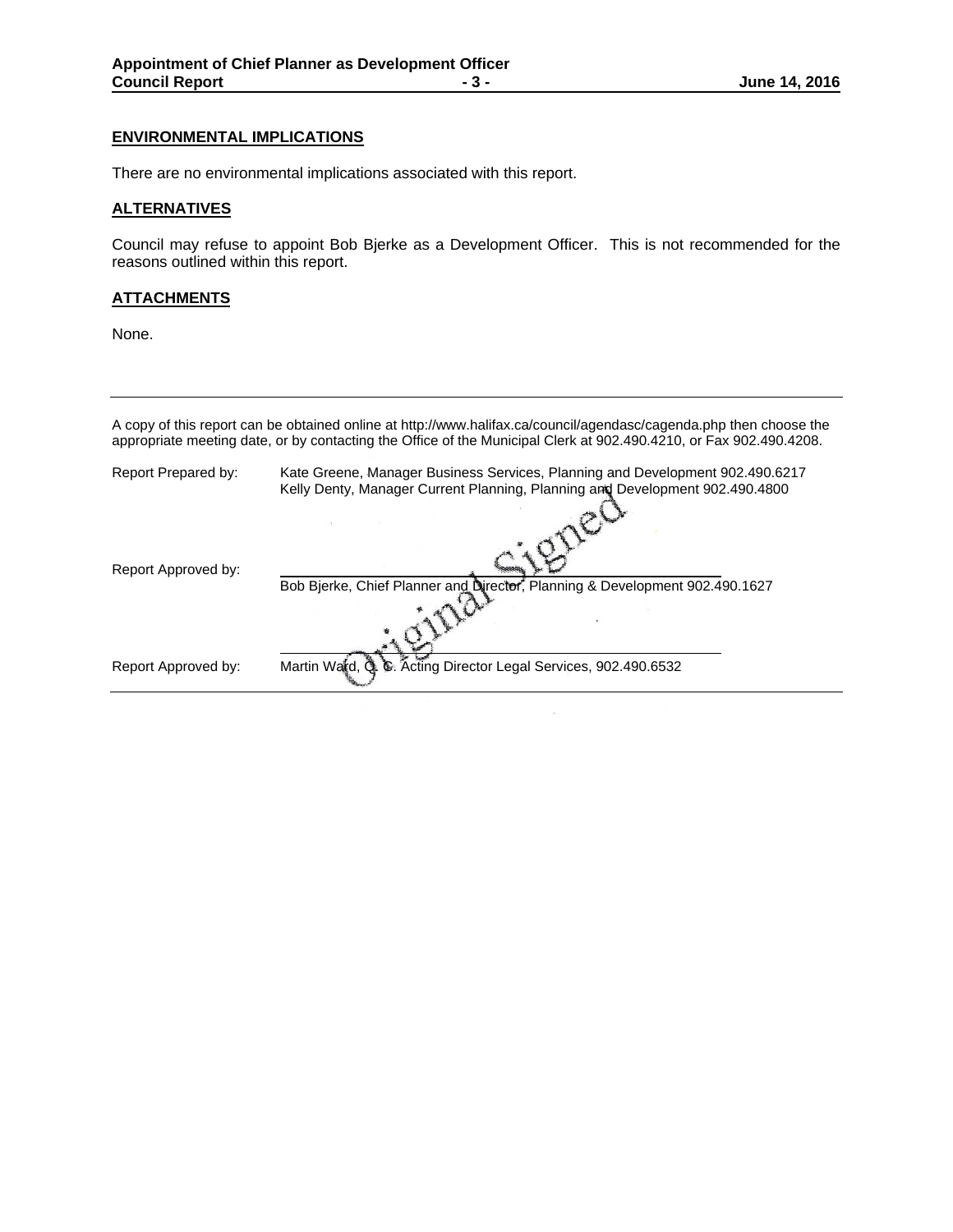## ENVIRONMENTAL IMPLICATIONS

There are no environmental implications associated with this report.

## ALTERNATIVES

Council may refuse to appoint Bob Bjerke as a Development Officer. This is not recommended for the reasons outlined within this report.

## ATTACHMENTS

None.

---

A copy of this report can be obtained online at http://www.halifax.ca/council/agendasc/cagenda.php then choose the appropriate meeting date, or by contacting the Office of the Municipal Clerk at 902.490.4210, or Fax 902.490.4208.

Report Prepared by: Kate Greene, Manager Business Services, Planning and Development 902.490.6217
Kelly Denty, Manager Current Planning, Planning and Development 902.490.4800

Original Signed

Report Approved by: ________________________________________
Bob Bjerke, Chief Planner and Director, Planning & Development 902.490.1627

Report Approved by: ________________________________________
Martin Ward, Q. C. Acting Director Legal Services, 902.490.6532

---